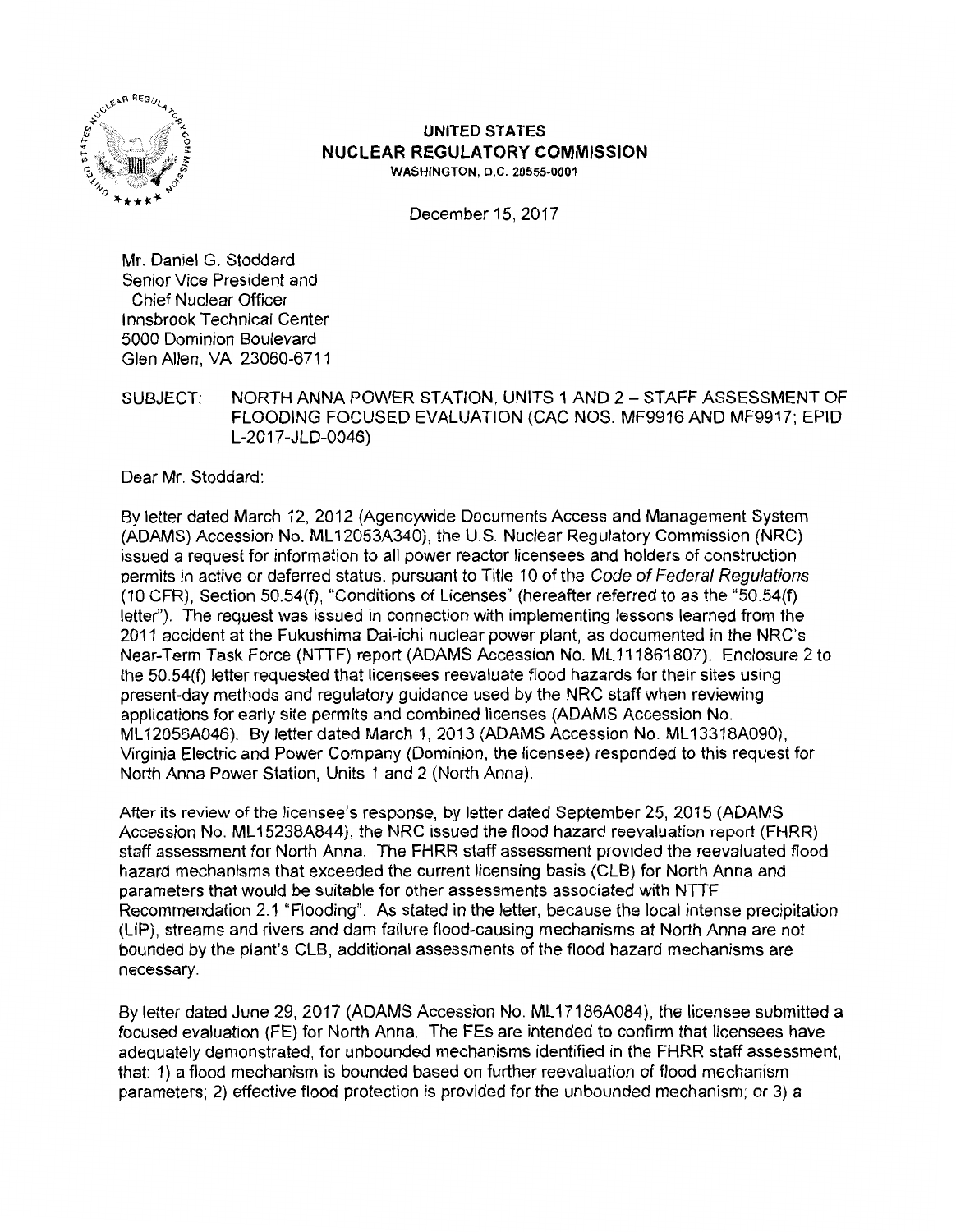**UNITED STATES**
**NUCLEAR REGULATORY COMMISSION**
WASHINGTON, D.C. 20555-0001

December 15, 2017

Mr. Daniel G. Stoddard
Senior Vice President and
Chief Nuclear Officer
Innsbrook Technical Center
5000 Dominion Boulevard
Glen Allen, VA 23060-6711

SUBJECT: NORTH ANNA POWER STATION, UNITS 1 AND 2 – STAFF ASSESSMENT OF FLOODING FOCUSED EVALUATION (CAC NOS. MF9916 AND MF9917; EPID L-2017-JLD-0046)

Dear Mr. Stoddard:

By letter dated March 12, 2012 (Agencywide Documents Access and Management System (ADAMS) Accession No. ML12053A340), the U.S. Nuclear Regulatory Commission (NRC) issued a request for information to all power reactor licensees and holders of construction permits in active or deferred status, pursuant to Title 10 of the *Code of Federal Regulations* (10 CFR), Section 50.54(f), "Conditions of Licenses" (hereafter referred to as the "50.54(f) letter"). The request was issued in connection with implementing lessons learned from the 2011 accident at the Fukushima Dai-ichi nuclear power plant, as documented in the NRC's Near-Term Task Force (NTTF) report (ADAMS Accession No. ML111861807). Enclosure 2 to the 50.54(f) letter requested that licensees reevaluate flood hazards for their sites using present-day methods and regulatory guidance used by the NRC staff when reviewing applications for early site permits and combined licenses (ADAMS Accession No. ML12056A046). By letter dated March 1, 2013 (ADAMS Accession No. ML13318A090), Virginia Electric and Power Company (Dominion, the licensee) responded to this request for North Anna Power Station, Units 1 and 2 (North Anna).

After its review of the licensee's response, by letter dated September 25, 2015 (ADAMS Accession No. ML15238A844), the NRC issued the flood hazard reevaluation report (FHRR) staff assessment for North Anna. The FHRR staff assessment provided the reevaluated flood hazard mechanisms that exceeded the current licensing basis (CLB) for North Anna and parameters that would be suitable for other assessments associated with NTTF Recommendation 2.1 "Flooding". As stated in the letter, because the local intense precipitation (LIP), streams and rivers and dam failure flood-causing mechanisms at North Anna are not bounded by the plant's CLB, additional assessments of the flood hazard mechanisms are necessary.

By letter dated June 29, 2017 (ADAMS Accession No. ML17186A084), the licensee submitted a focused evaluation (FE) for North Anna. The FEs are intended to confirm that licensees have adequately demonstrated, for unbounded mechanisms identified in the FHRR staff assessment, that: 1) a flood mechanism is bounded based on further reevaluation of flood mechanism parameters; 2) effective flood protection is provided for the unbounded mechanism; or 3) a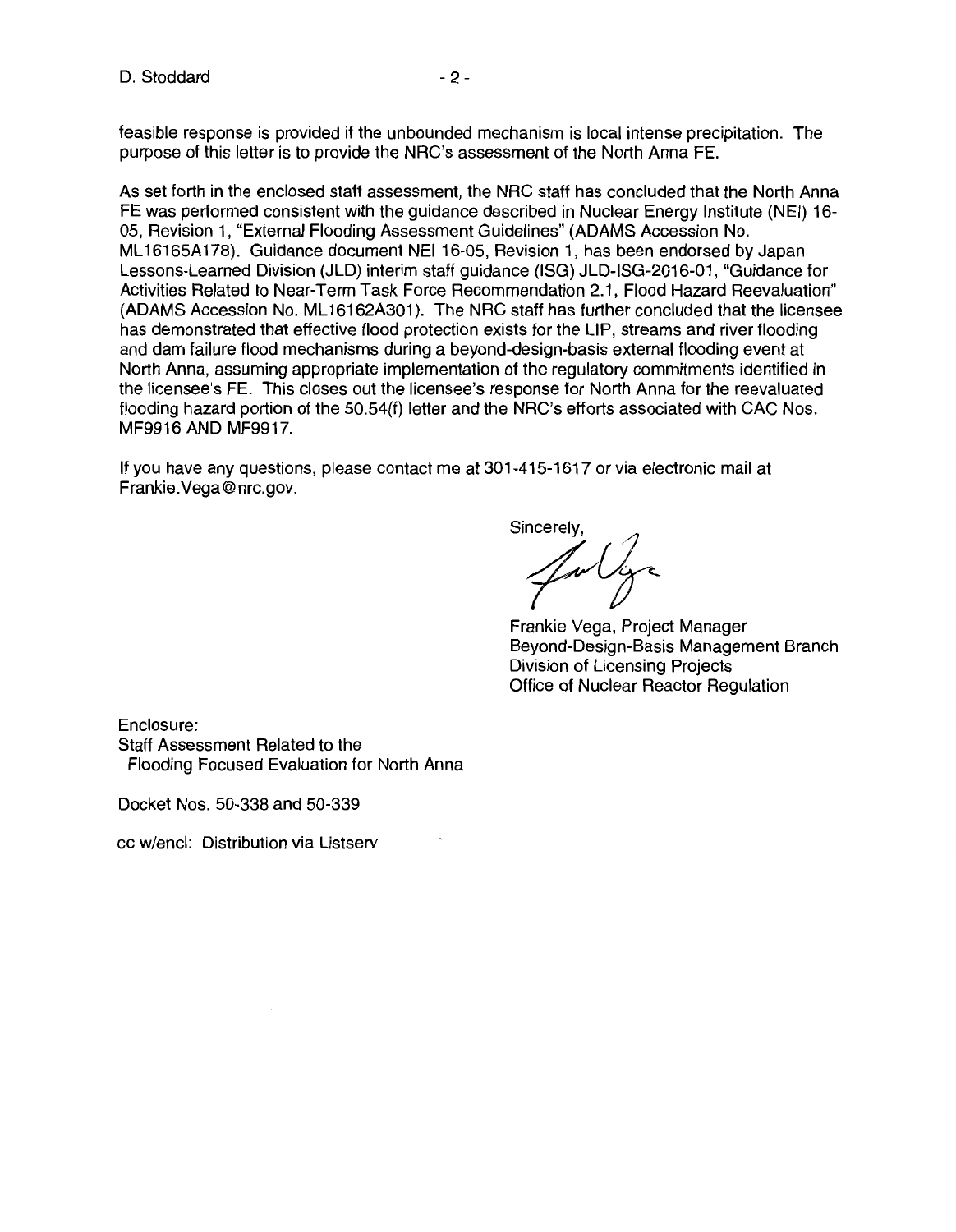feasible response is provided if the unbounded mechanism is local intense precipitation. The purpose of this letter is to provide the NRC's assessment of the North Anna FE.

As set forth in the enclosed staff assessment, the NRC staff has concluded that the North Anna FE was performed consistent with the guidance described in Nuclear Energy Institute (NEI) 16-05, Revision 1, "External Flooding Assessment Guidelines" (ADAMS Accession No. ML16165A178). Guidance document NEI 16-05, Revision 1, has been endorsed by Japan Lessons-Learned Division (JLD) interim staff guidance (ISG) JLD-ISG-2016-01, "Guidance for Activities Related to Near-Term Task Force Recommendation 2.1, Flood Hazard Reevaluation" (ADAMS Accession No. ML16162A301). The NRC staff has further concluded that the licensee has demonstrated that effective flood protection exists for the LIP, streams and river flooding and dam failure flood mechanisms during a beyond-design-basis external flooding event at North Anna, assuming appropriate implementation of the regulatory commitments identified in the licensee's FE. This closes out the licensee's response for North Anna for the reevaluated flooding hazard portion of the 50.54(f) letter and the NRC's efforts associated with CAC Nos. MF9916 AND MF9917.

If you have any questions, please contact me at 301-415-1617 or via electronic mail at Frankie.Vega@nrc.gov.

Sincerely,

Frankie Vega, Project Manager
Beyond-Design-Basis Management Branch
Division of Licensing Projects
Office of Nuclear Reactor Regulation

Enclosure:
Staff Assessment Related to the
Flooding Focused Evaluation for North Anna

Docket Nos. 50-338 and 50-339

cc w/encl: Distribution via Listserv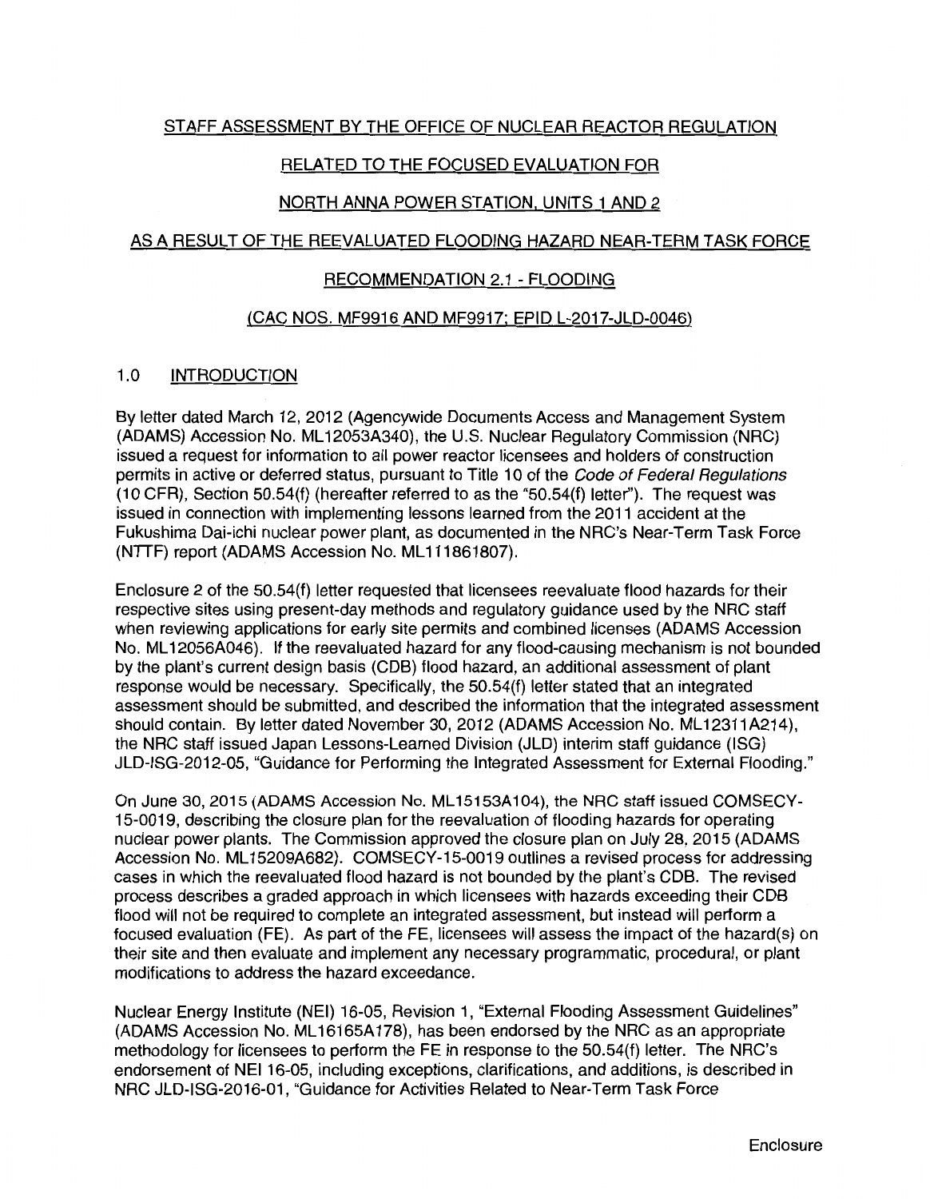# STAFF ASSESSMENT BY THE OFFICE OF NUCLEAR REACTOR REGULATION

# RELATED TO THE FOCUSED EVALUATION FOR

# NORTH ANNA POWER STATION, UNITS 1 AND 2

# AS A RESULT OF THE REEVALUATED FLOODING HAZARD NEAR-TERM TASK FORCE

# RECOMMENDATION 2.1 - FLOODING

# (CAC NOS. MF9916 AND MF9917; EPID L-2017-JLD-0046)

## 1.0 INTRODUCTION

By letter dated March 12, 2012 (Agencywide Documents Access and Management System (ADAMS) Accession No. ML12053A340), the U.S. Nuclear Regulatory Commission (NRC) issued a request for information to all power reactor licensees and holders of construction permits in active or deferred status, pursuant to Title 10 of the *Code of Federal Regulations* (10 CFR), Section 50.54(f) (hereafter referred to as the "50.54(f) letter"). The request was issued in connection with implementing lessons learned from the 2011 accident at the Fukushima Dai-ichi nuclear power plant, as documented in the NRC's Near-Term Task Force (NTTF) report (ADAMS Accession No. ML111861807).

Enclosure 2 of the 50.54(f) letter requested that licensees reevaluate flood hazards for their respective sites using present-day methods and regulatory guidance used by the NRC staff when reviewing applications for early site permits and combined licenses (ADAMS Accession No. ML12056A046). If the reevaluated hazard for any flood-causing mechanism is not bounded by the plant's current design basis (CDB) flood hazard, an additional assessment of plant response would be necessary. Specifically, the 50.54(f) letter stated that an integrated assessment should be submitted, and described the information that the integrated assessment should contain. By letter dated November 30, 2012 (ADAMS Accession No. ML12311A214), the NRC staff issued Japan Lessons-Learned Division (JLD) interim staff guidance (ISG) JLD-ISG-2012-05, "Guidance for Performing the Integrated Assessment for External Flooding."

On June 30, 2015 (ADAMS Accession No. ML15153A104), the NRC staff issued COMSECY-15-0019, describing the closure plan for the reevaluation of flooding hazards for operating nuclear power plants. The Commission approved the closure plan on July 28, 2015 (ADAMS Accession No. ML15209A682). COMSECY-15-0019 outlines a revised process for addressing cases in which the reevaluated flood hazard is not bounded by the plant's CDB. The revised process describes a graded approach in which licensees with hazards exceeding their CDB flood will not be required to complete an integrated assessment, but instead will perform a focused evaluation (FE). As part of the FE, licensees will assess the impact of the hazard(s) on their site and then evaluate and implement any necessary programmatic, procedural, or plant modifications to address the hazard exceedance.

Nuclear Energy Institute (NEI) 16-05, Revision 1, "External Flooding Assessment Guidelines" (ADAMS Accession No. ML16165A178), has been endorsed by the NRC as an appropriate methodology for licensees to perform the FE in response to the 50.54(f) letter. The NRC's endorsement of NEI 16-05, including exceptions, clarifications, and additions, is described in NRC JLD-ISG-2016-01, "Guidance for Activities Related to Near-Term Task Force

Enclosure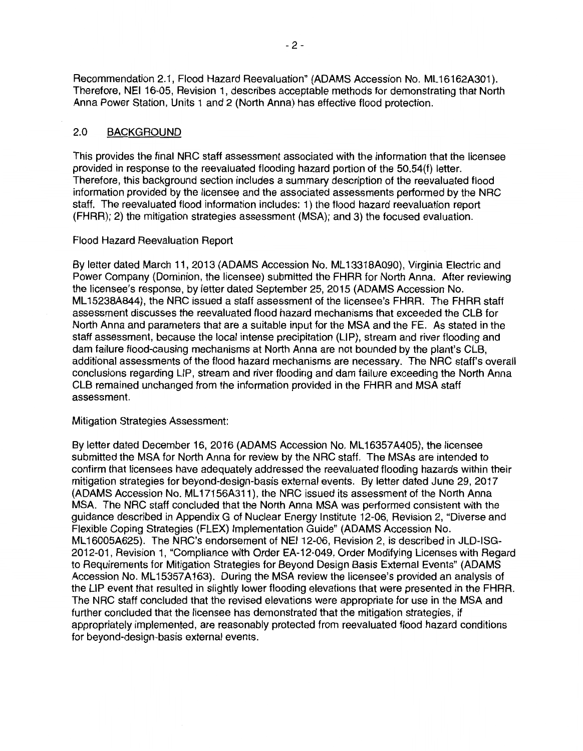Recommendation 2.1, Flood Hazard Reevaluation" (ADAMS Accession No. ML16162A301). Therefore, NEI 16-05, Revision 1, describes acceptable methods for demonstrating that North Anna Power Station, Units 1 and 2 (North Anna) has effective flood protection.

## 2.0 BACKGROUND

This provides the final NRC staff assessment associated with the information that the licensee provided in response to the reevaluated flooding hazard portion of the 50.54(f) letter. Therefore, this background section includes a summary description of the reevaluated flood information provided by the licensee and the associated assessments performed by the NRC staff. The reevaluated flood information includes: 1) the flood hazard reevaluation report (FHRR); 2) the mitigation strategies assessment (MSA); and 3) the focused evaluation.

Flood Hazard Reevaluation Report

By letter dated March 11, 2013 (ADAMS Accession No. ML13318A090), Virginia Electric and Power Company (Dominion, the licensee) submitted the FHRR for North Anna. After reviewing the licensee's response, by letter dated September 25, 2015 (ADAMS Accession No. ML15238A844), the NRC issued a staff assessment of the licensee's FHRR. The FHRR staff assessment discusses the reevaluated flood hazard mechanisms that exceeded the CLB for North Anna and parameters that are a suitable input for the MSA and the FE. As stated in the staff assessment, because the local intense precipitation (LIP), stream and river flooding and dam failure flood-causing mechanisms at North Anna are not bounded by the plant's CLB, additional assessments of the flood hazard mechanisms are necessary. The NRC staff's overall conclusions regarding LIP, stream and river flooding and dam failure exceeding the North Anna CLB remained unchanged from the information provided in the FHRR and MSA staff assessment.

Mitigation Strategies Assessment:

By letter dated December 16, 2016 (ADAMS Accession No. ML16357A405), the licensee submitted the MSA for North Anna for review by the NRC staff. The MSAs are intended to confirm that licensees have adequately addressed the reevaluated flooding hazards within their mitigation strategies for beyond-design-basis external events. By letter dated June 29, 2017 (ADAMS Accession No. ML17156A311), the NRC issued its assessment of the North Anna MSA. The NRC staff concluded that the North Anna MSA was performed consistent with the guidance described in Appendix G of Nuclear Energy Institute 12-06, Revision 2, "Diverse and Flexible Coping Strategies (FLEX) Implementation Guide" (ADAMS Accession No. ML16005A625). The NRC's endorsement of NEI 12-06, Revision 2, is described in JLD-ISG-2012-01, Revision 1, "Compliance with Order EA-12-049, Order Modifying Licenses with Regard to Requirements for Mitigation Strategies for Beyond Design Basis External Events" (ADAMS Accession No. ML15357A163). During the MSA review the licensee's provided an analysis of the LIP event that resulted in slightly lower flooding elevations that were presented in the FHRR. The NRC staff concluded that the revised elevations were appropriate for use in the MSA and further concluded that the licensee has demonstrated that the mitigation strategies, if appropriately implemented, are reasonably protected from reevaluated flood hazard conditions for beyond-design-basis external events.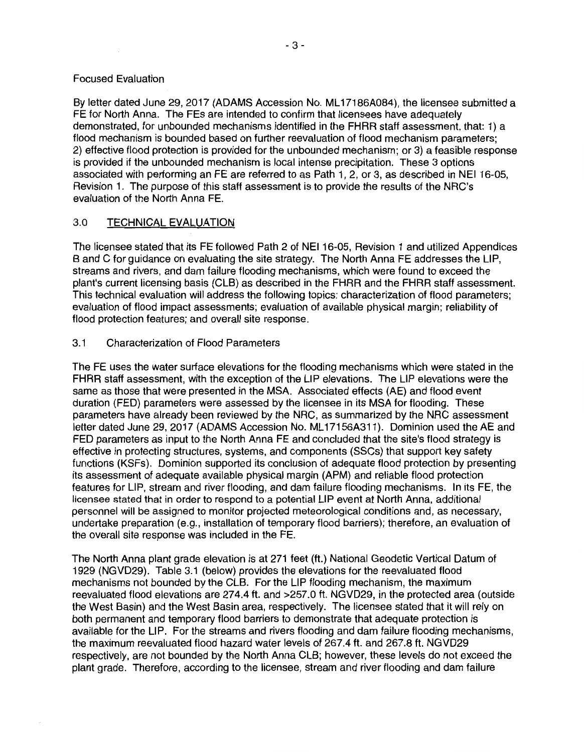Focused Evaluation

By letter dated June 29, 2017 (ADAMS Accession No. ML17186A084), the licensee submitted a FE for North Anna. The FEs are intended to confirm that licensees have adequately demonstrated, for unbounded mechanisms identified in the FHRR staff assessment, that: 1) a flood mechanism is bounded based on further reevaluation of flood mechanism parameters; 2) effective flood protection is provided for the unbounded mechanism; or 3) a feasible response is provided if the unbounded mechanism is local intense precipitation. These 3 options associated with performing an FE are referred to as Path 1, 2, or 3, as described in NEI 16-05, Revision 1. The purpose of this staff assessment is to provide the results of the NRC's evaluation of the North Anna FE.

## 3.0 TECHNICAL EVALUATION

The licensee stated that its FE followed Path 2 of NEI 16-05, Revision 1 and utilized Appendices B and C for guidance on evaluating the site strategy. The North Anna FE addresses the LIP, streams and rivers, and dam failure flooding mechanisms, which were found to exceed the plant's current licensing basis (CLB) as described in the FHRR and the FHRR staff assessment. This technical evaluation will address the following topics: characterization of flood parameters; evaluation of flood impact assessments; evaluation of available physical margin; reliability of flood protection features; and overall site response.

### 3.1 Characterization of Flood Parameters

The FE uses the water surface elevations for the flooding mechanisms which were stated in the FHRR staff assessment, with the exception of the LIP elevations. The LIP elevations were the same as those that were presented in the MSA. Associated effects (AE) and flood event duration (FED) parameters were assessed by the licensee in its MSA for flooding. These parameters have already been reviewed by the NRC, as summarized by the NRC assessment letter dated June 29, 2017 (ADAMS Accession No. ML17156A311). Dominion used the AE and FED parameters as input to the North Anna FE and concluded that the site's flood strategy is effective in protecting structures, systems, and components (SSCs) that support key safety functions (KSFs). Dominion supported its conclusion of adequate flood protection by presenting its assessment of adequate available physical margin (APM) and reliable flood protection features for LIP, stream and river flooding, and dam failure flooding mechanisms. In its FE, the licensee stated that in order to respond to a potential LIP event at North Anna, additional personnel will be assigned to monitor projected meteorological conditions and, as necessary, undertake preparation (e.g., installation of temporary flood barriers); therefore, an evaluation of the overall site response was included in the FE.

The North Anna plant grade elevation is at 271 feet (ft.) National Geodetic Vertical Datum of 1929 (NGVD29). Table 3.1 (below) provides the elevations for the reevaluated flood mechanisms not bounded by the CLB. For the LIP flooding mechanism, the maximum reevaluated flood elevations are 274.4 ft. and >257.0 ft. NGVD29, in the protected area (outside the West Basin) and the West Basin area, respectively. The licensee stated that it will rely on both permanent and temporary flood barriers to demonstrate that adequate protection is available for the LIP. For the streams and rivers flooding and dam failure flooding mechanisms, the maximum reevaluated flood hazard water levels of 267.4 ft. and 267.8 ft. NGVD29 respectively, are not bounded by the North Anna CLB; however, these levels do not exceed the plant grade. Therefore, according to the licensee, stream and river flooding and dam failure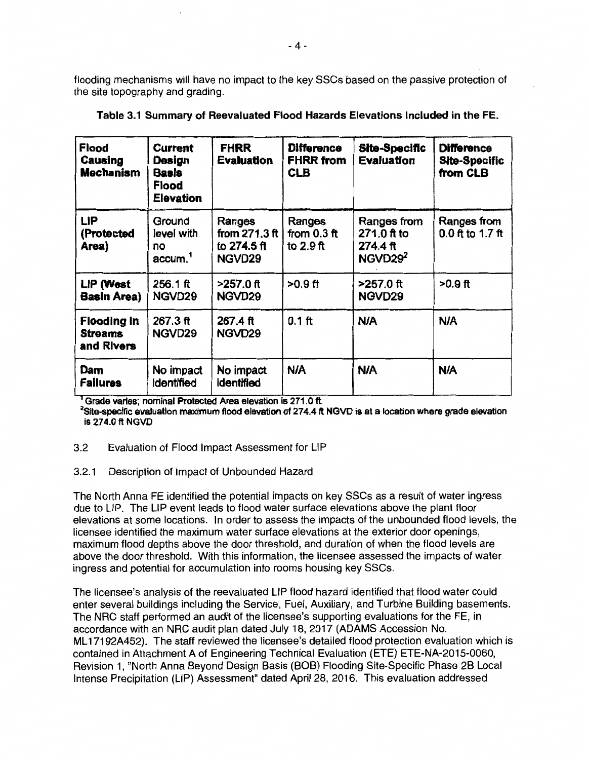flooding mechanisms will have no impact to the key SSCs based on the passive protection of the site topography and grading.

**Table 3.1 Summary of Reevaluated Flood Hazards Elevations Included in the FE.**

| Flood Causing Mechanism | Current Design Basis Flood Elevation | FHRR Evaluation | Difference FHRR from CLB | Site-Specific Evaluation | Difference Site-Specific from CLB |
|---|---|---|---|---|---|
| LIP (Protected Area) | Ground level with no accum.[1] | Ranges from 271.3 ft to 274.5 ft NGVD29 | Ranges from 0.3 ft to 2.9 ft | Ranges from 271.0 ft to 274.4 ft NGVD29[2] | Ranges from 0.0 ft to 1.7 ft |
| LIP (West Basin Area) | 256.1 ft NGVD29 | >257.0 ft NGVD29 | >0.9 ft | >257.0 ft NGVD29 | >0.9 ft |
| Flooding in Streams and Rivers | 267.3 ft NGVD29 | 267.4 ft NGVD29 | 0.1 ft | N/A | N/A |
| Dam Failures | No impact identified | No impact identified | N/A | N/A | N/A |

[1] Grade varies; nominal Protected Area elevation is 271.0 ft.
[2] Site-specific evaluation maximum flood elevation of 274.4 ft NGVD is at a location where grade elevation is 274.0 ft NGVD

3.2 Evaluation of Flood Impact Assessment for LIP

3.2.1 Description of Impact of Unbounded Hazard

The North Anna FE identified the potential impacts on key SSCs as a result of water ingress due to LIP. The LIP event leads to flood water surface elevations above the plant floor elevations at some locations. In order to assess the impacts of the unbounded flood levels, the licensee identified the maximum water surface elevations at the exterior door openings, maximum flood depths above the door threshold, and duration of when the flood levels are above the door threshold. With this information, the licensee assessed the impacts of water ingress and potential for accumulation into rooms housing key SSCs.

The licensee's analysis of the reevaluated LIP flood hazard identified that flood water could enter several buildings including the Service, Fuel, Auxiliary, and Turbine Building basements. The NRC staff performed an audit of the licensee's supporting evaluations for the FE, in accordance with an NRC audit plan dated July 18, 2017 (ADAMS Accession No. ML17192A452). The staff reviewed the licensee's detailed flood protection evaluation which is contained in Attachment A of Engineering Technical Evaluation (ETE) ETE-NA-2015-0060, Revision 1, "North Anna Beyond Design Basis (BOB) Flooding Site-Specific Phase 2B Local Intense Precipitation (LIP) Assessment" dated April 28, 2016. This evaluation addressed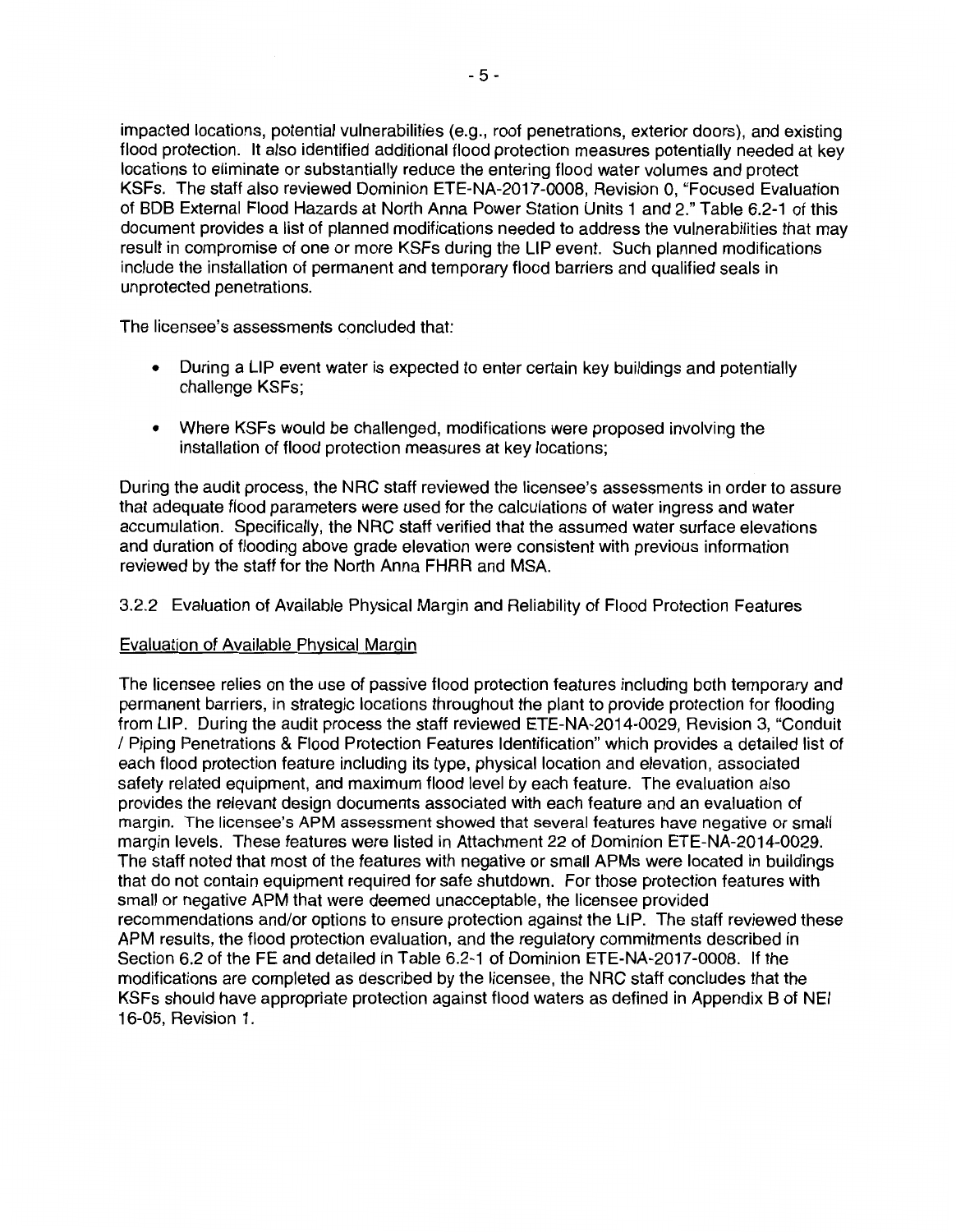impacted locations, potential vulnerabilities (e.g., roof penetrations, exterior doors), and existing flood protection. It also identified additional flood protection measures potentially needed at key locations to eliminate or substantially reduce the entering flood water volumes and protect KSFs. The staff also reviewed Dominion ETE-NA-2017-0008, Revision 0, "Focused Evaluation of BDB External Flood Hazards at North Anna Power Station Units 1 and 2." Table 6.2-1 of this document provides a list of planned modifications needed to address the vulnerabilities that may result in compromise of one or more KSFs during the LIP event. Such planned modifications include the installation of permanent and temporary flood barriers and qualified seals in unprotected penetrations.

The licensee's assessments concluded that:

- During a LIP event water is expected to enter certain key buildings and potentially challenge KSFs;
- Where KSFs would be challenged, modifications were proposed involving the installation of flood protection measures at key locations;

During the audit process, the NRC staff reviewed the licensee's assessments in order to assure that adequate flood parameters were used for the calculations of water ingress and water accumulation. Specifically, the NRC staff verified that the assumed water surface elevations and duration of flooding above grade elevation were consistent with previous information reviewed by the staff for the North Anna FHRR and MSA.

3.2.2 Evaluation of Available Physical Margin and Reliability of Flood Protection Features

Evaluation of Available Physical Margin

The licensee relies on the use of passive flood protection features including both temporary and permanent barriers, in strategic locations throughout the plant to provide protection for flooding from LIP. During the audit process the staff reviewed ETE-NA-2014-0029, Revision 3, "Conduit / Piping Penetrations & Flood Protection Features Identification" which provides a detailed list of each flood protection feature including its type, physical location and elevation, associated safety related equipment, and maximum flood level by each feature. The evaluation also provides the relevant design documents associated with each feature and an evaluation of margin. The licensee's APM assessment showed that several features have negative or small margin levels. These features were listed in Attachment 22 of Dominion ETE-NA-2014-0029. The staff noted that most of the features with negative or small APMs were located in buildings that do not contain equipment required for safe shutdown. For those protection features with small or negative APM that were deemed unacceptable, the licensee provided recommendations and/or options to ensure protection against the LIP. The staff reviewed these APM results, the flood protection evaluation, and the regulatory commitments described in Section 6.2 of the FE and detailed in Table 6.2-1 of Dominion ETE-NA-2017-0008. If the modifications are completed as described by the licensee, the NRC staff concludes that the KSFs should have appropriate protection against flood waters as defined in Appendix B of NEI 16-05, Revision 1.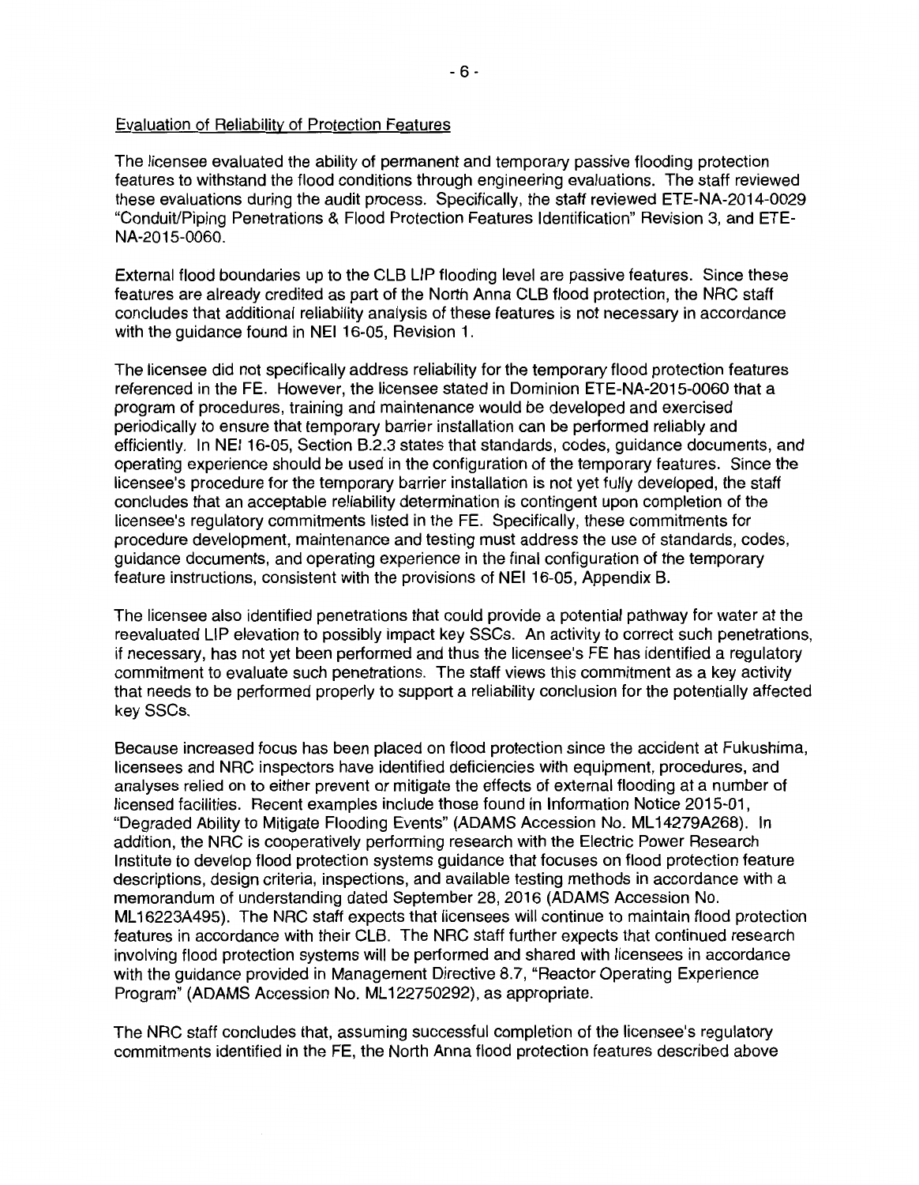## Evaluation of Reliability of Protection Features

The licensee evaluated the ability of permanent and temporary passive flooding protection features to withstand the flood conditions through engineering evaluations. The staff reviewed these evaluations during the audit process. Specifically, the staff reviewed ETE-NA-2014-0029 "Conduit/Piping Penetrations & Flood Protection Features Identification" Revision 3, and ETE-NA-2015-0060.

External flood boundaries up to the CLB LIP flooding level are passive features. Since these features are already credited as part of the North Anna CLB flood protection, the NRC staff concludes that additional reliability analysis of these features is not necessary in accordance with the guidance found in NEI 16-05, Revision 1.

The licensee did not specifically address reliability for the temporary flood protection features referenced in the FE. However, the licensee stated in Dominion ETE-NA-2015-0060 that a program of procedures, training and maintenance would be developed and exercised periodically to ensure that temporary barrier installation can be performed reliably and efficiently. In NEI 16-05, Section B.2.3 states that standards, codes, guidance documents, and operating experience should be used in the configuration of the temporary features. Since the licensee's procedure for the temporary barrier installation is not yet fully developed, the staff concludes that an acceptable reliability determination is contingent upon completion of the licensee's regulatory commitments listed in the FE. Specifically, these commitments for procedure development, maintenance and testing must address the use of standards, codes, guidance documents, and operating experience in the final configuration of the temporary feature instructions, consistent with the provisions of NEI 16-05, Appendix B.

The licensee also identified penetrations that could provide a potential pathway for water at the reevaluated LIP elevation to possibly impact key SSCs. An activity to correct such penetrations, if necessary, has not yet been performed and thus the licensee's FE has identified a regulatory commitment to evaluate such penetrations. The staff views this commitment as a key activity that needs to be performed properly to support a reliability conclusion for the potentially affected key SSCs.

Because increased focus has been placed on flood protection since the accident at Fukushima, licensees and NRC inspectors have identified deficiencies with equipment, procedures, and analyses relied on to either prevent or mitigate the effects of external flooding at a number of licensed facilities. Recent examples include those found in Information Notice 2015-01, "Degraded Ability to Mitigate Flooding Events" (ADAMS Accession No. ML14279A268). In addition, the NRC is cooperatively performing research with the Electric Power Research Institute to develop flood protection systems guidance that focuses on flood protection feature descriptions, design criteria, inspections, and available testing methods in accordance with a memorandum of understanding dated September 28, 2016 (ADAMS Accession No. ML16223A495). The NRC staff expects that licensees will continue to maintain flood protection features in accordance with their CLB. The NRC staff further expects that continued research involving flood protection systems will be performed and shared with licensees in accordance with the guidance provided in Management Directive 8.7, "Reactor Operating Experience Program" (ADAMS Accession No. ML122750292), as appropriate.

The NRC staff concludes that, assuming successful completion of the licensee's regulatory commitments identified in the FE, the North Anna flood protection features described above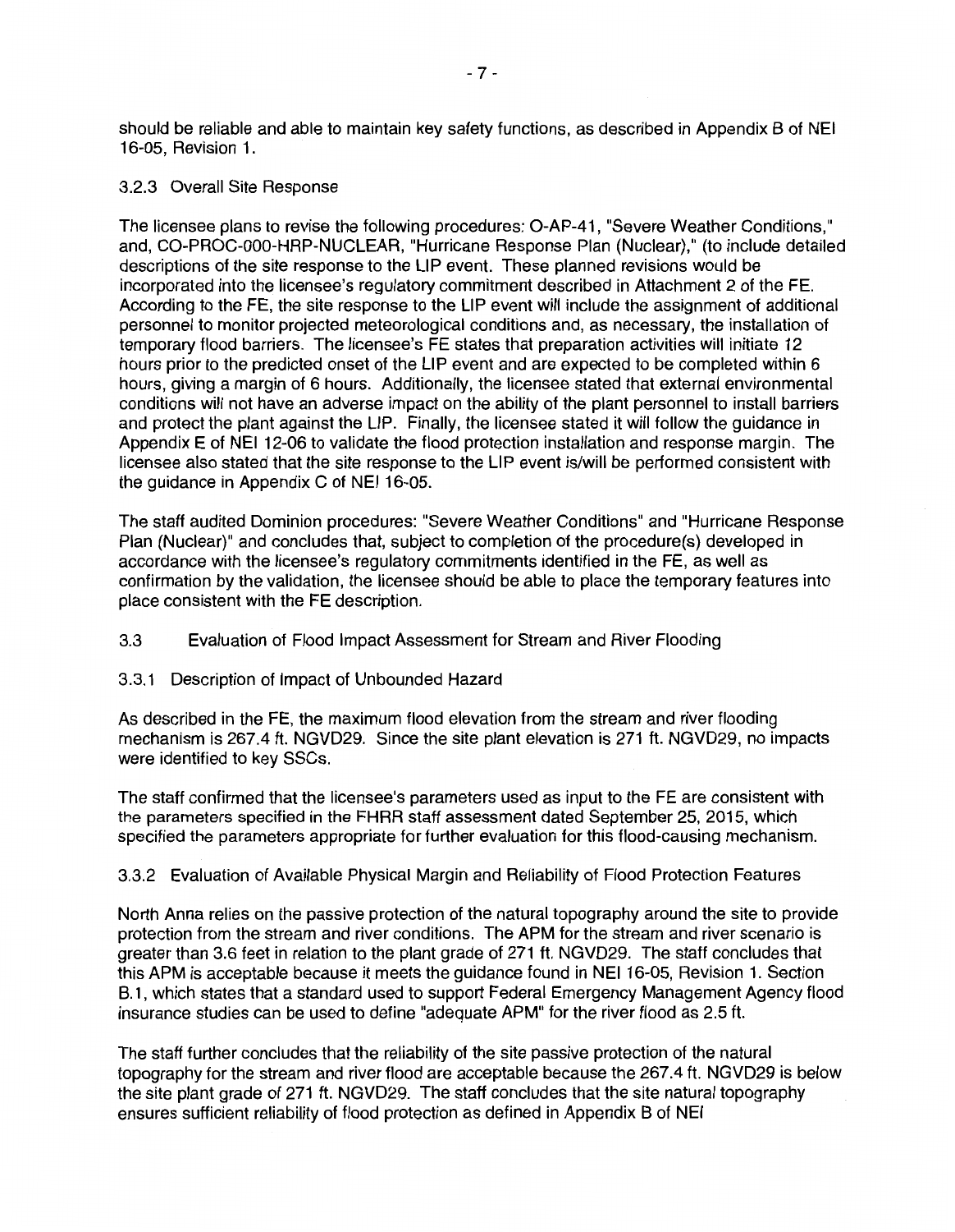should be reliable and able to maintain key safety functions, as described in Appendix B of NEI 16-05, Revision 1.

### 3.2.3 Overall Site Response

The licensee plans to revise the following procedures: O-AP-41, "Severe Weather Conditions," and, CO-PROC-000-HRP-NUCLEAR, "Hurricane Response Plan (Nuclear)," (to include detailed descriptions of the site response to the LIP event. These planned revisions would be incorporated into the licensee's regulatory commitment described in Attachment 2 of the FE. According to the FE, the site response to the LIP event will include the assignment of additional personnel to monitor projected meteorological conditions and, as necessary, the installation of temporary flood barriers. The licensee's FE states that preparation activities will initiate 12 hours prior to the predicted onset of the LIP event and are expected to be completed within 6 hours, giving a margin of 6 hours. Additionally, the licensee stated that external environmental conditions will not have an adverse impact on the ability of the plant personnel to install barriers and protect the plant against the LIP. Finally, the licensee stated it will follow the guidance in Appendix E of NEI 12-06 to validate the flood protection installation and response margin. The licensee also stated that the site response to the LIP event is/will be performed consistent with the guidance in Appendix C of NEI 16-05.

The staff audited Dominion procedures: "Severe Weather Conditions" and "Hurricane Response Plan (Nuclear)" and concludes that, subject to completion of the procedure(s) developed in accordance with the licensee's regulatory commitments identified in the FE, as well as confirmation by the validation, the licensee should be able to place the temporary features into place consistent with the FE description.

## 3.3 Evaluation of Flood Impact Assessment for Stream and River Flooding

### 3.3.1 Description of Impact of Unbounded Hazard

As described in the FE, the maximum flood elevation from the stream and river flooding mechanism is 267.4 ft. NGVD29. Since the site plant elevation is 271 ft. NGVD29, no impacts were identified to key SSCs.

The staff confirmed that the licensee's parameters used as input to the FE are consistent with the parameters specified in the FHRR staff assessment dated September 25, 2015, which specified the parameters appropriate for further evaluation for this flood-causing mechanism.

### 3.3.2 Evaluation of Available Physical Margin and Reliability of Flood Protection Features

North Anna relies on the passive protection of the natural topography around the site to provide protection from the stream and river conditions. The APM for the stream and river scenario is greater than 3.6 feet in relation to the plant grade of 271 ft. NGVD29. The staff concludes that this APM is acceptable because it meets the guidance found in NEI 16-05, Revision 1. Section B.1, which states that a standard used to support Federal Emergency Management Agency flood insurance studies can be used to define "adequate APM" for the river flood as 2.5 ft.

The staff further concludes that the reliability of the site passive protection of the natural topography for the stream and river flood are acceptable because the 267.4 ft. NGVD29 is below the site plant grade of 271 ft. NGVD29. The staff concludes that the site natural topography ensures sufficient reliability of flood protection as defined in Appendix B of NEI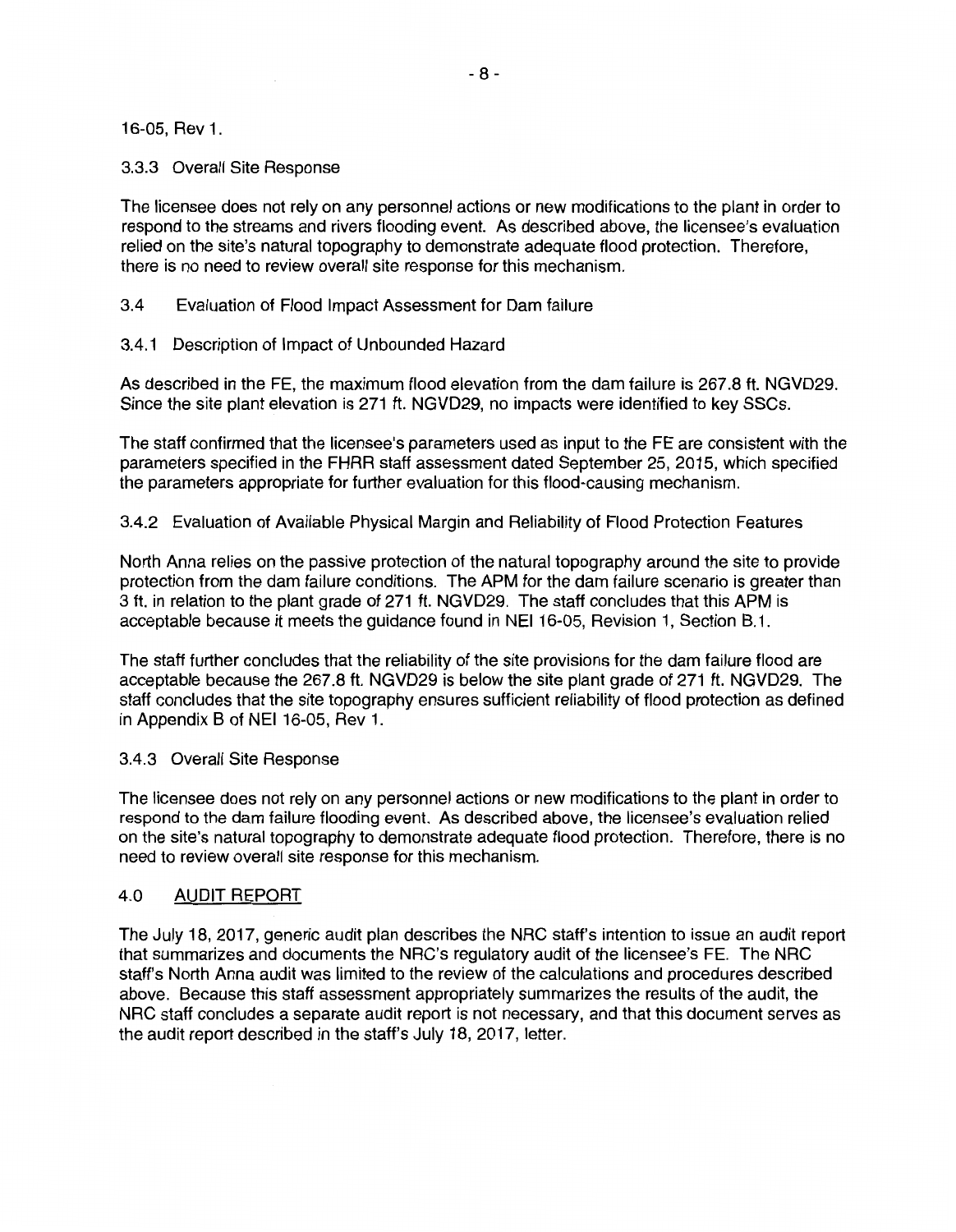16-05, Rev 1.

3.3.3 Overall Site Response

The licensee does not rely on any personnel actions or new modifications to the plant in order to respond to the streams and rivers flooding event. As described above, the licensee's evaluation relied on the site's natural topography to demonstrate adequate flood protection. Therefore, there is no need to review overall site response for this mechanism.

### 3.4 Evaluation of Flood Impact Assessment for Dam failure

3.4.1 Description of Impact of Unbounded Hazard

As described in the FE, the maximum flood elevation from the dam failure is 267.8 ft. NGVD29. Since the site plant elevation is 271 ft. NGVD29, no impacts were identified to key SSCs.

The staff confirmed that the licensee's parameters used as input to the FE are consistent with the parameters specified in the FHRR staff assessment dated September 25, 2015, which specified the parameters appropriate for further evaluation for this flood-causing mechanism.

3.4.2 Evaluation of Available Physical Margin and Reliability of Flood Protection Features

North Anna relies on the passive protection of the natural topography around the site to provide protection from the dam failure conditions. The APM for the dam failure scenario is greater than 3 ft. in relation to the plant grade of 271 ft. NGVD29. The staff concludes that this APM is acceptable because it meets the guidance found in NEI 16-05, Revision 1, Section B.1.

The staff further concludes that the reliability of the site provisions for the dam failure flood are acceptable because the 267.8 ft. NGVD29 is below the site plant grade of 271 ft. NGVD29. The staff concludes that the site topography ensures sufficient reliability of flood protection as defined in Appendix B of NEI 16-05, Rev 1.

3.4.3 Overall Site Response

The licensee does not rely on any personnel actions or new modifications to the plant in order to respond to the dam failure flooding event. As described above, the licensee's evaluation relied on the site's natural topography to demonstrate adequate flood protection. Therefore, there is no need to review overall site response for this mechanism.

## 4.0 AUDIT REPORT

The July 18, 2017, generic audit plan describes the NRC staff's intention to issue an audit report that summarizes and documents the NRC's regulatory audit of the licensee's FE. The NRC staff's North Anna audit was limited to the review of the calculations and procedures described above. Because this staff assessment appropriately summarizes the results of the audit, the NRC staff concludes a separate audit report is not necessary, and that this document serves as the audit report described in the staff's July 18, 2017, letter.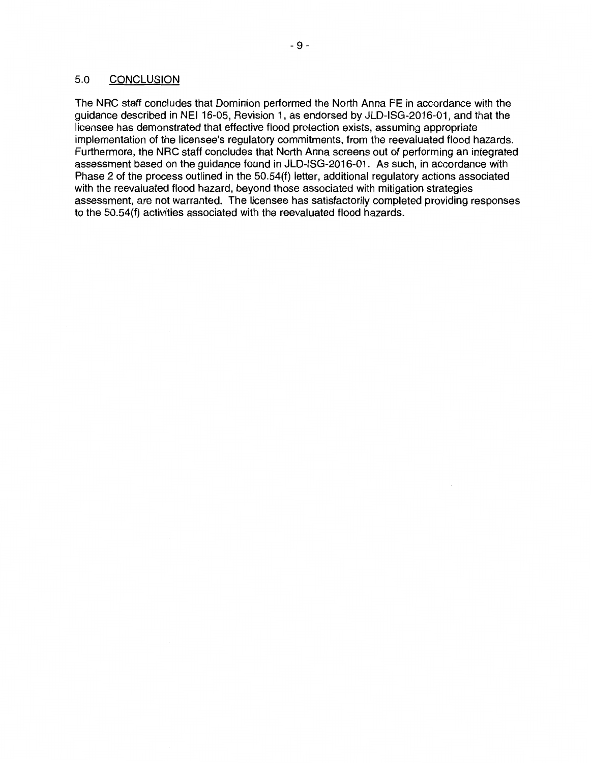## 5.0 CONCLUSION

The NRC staff concludes that Dominion performed the North Anna FE in accordance with the guidance described in NEI 16-05, Revision 1, as endorsed by JLD-ISG-2016-01, and that the licensee has demonstrated that effective flood protection exists, assuming appropriate implementation of the licensee's regulatory commitments, from the reevaluated flood hazards. Furthermore, the NRC staff concludes that North Anna screens out of performing an integrated assessment based on the guidance found in JLD-ISG-2016-01. As such, in accordance with Phase 2 of the process outlined in the 50.54(f) letter, additional regulatory actions associated with the reevaluated flood hazard, beyond those associated with mitigation strategies assessment, are not warranted. The licensee has satisfactorily completed providing responses to the 50.54(f) activities associated with the reevaluated flood hazards.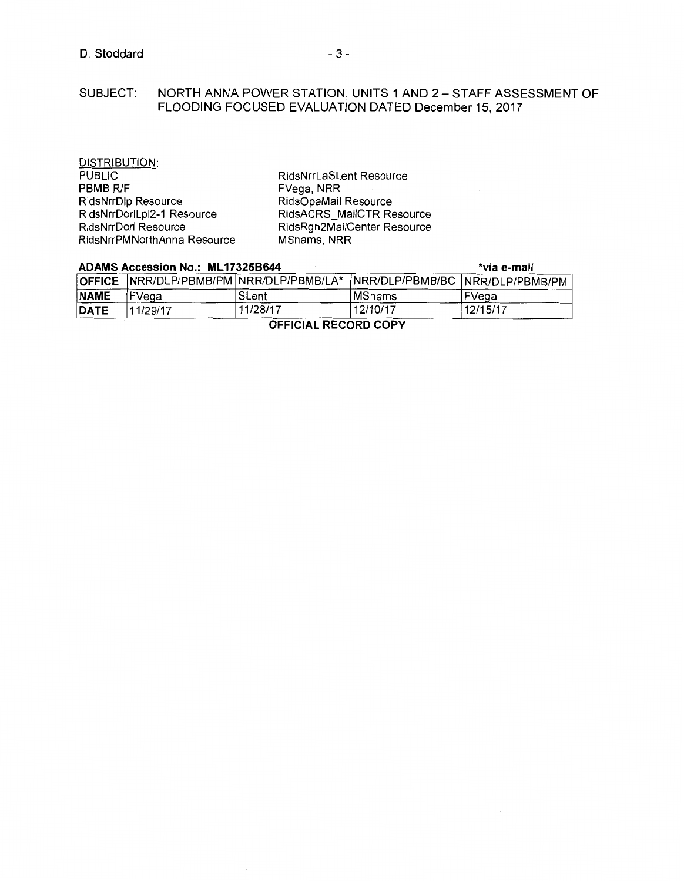SUBJECT: NORTH ANNA POWER STATION, UNITS 1 AND 2 – STAFF ASSESSMENT OF FLOODING FOCUSED EVALUATION DATED December 15, 2017

DISTRIBUTION:

PUBLIC
PBMB R/F
RidsNrrDlp Resource
RidsNrrDorlLpl2-1 Resource
RidsNrrDorl Resource
RidsNrrPMNorthAnna Resource
RidsNrrLaSLent Resource
FVega, NRR
RidsOpaMail Resource
RidsACRS_MailCTR Resource
RidsRgn2MailCenter Resource
MShams, NRR

**ADAMS Accession No.: ML17325B644** **\*via e-mail**

| **OFFICE** | NRR/DLP/PBMB/PM | NRR/DLP/PBMB/LA* | NRR/DLP/PBMB/BC | NRR/DLP/PBMB/PM |
|---|---|---|---|---|
| **NAME** | FVega | SLent | MShams | FVega |
| **DATE** | 11/29/17 | 11/28/17 | 12/10/17 | 12/15/17 |

**OFFICIAL RECORD COPY**